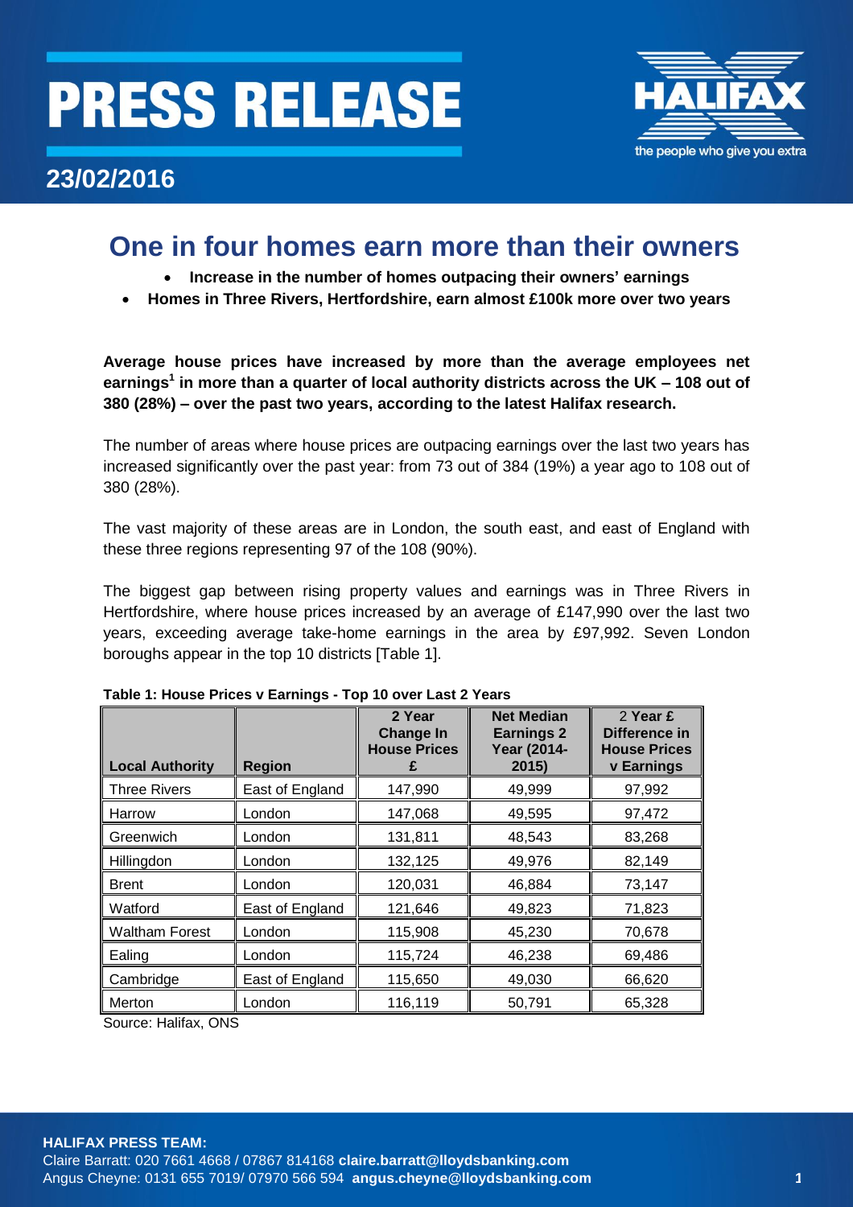# PRESS RELEASE

23/02/2016

## One in four homes earn more than their owners

- **Increase in the number of homes outpacing their owners' earnings**
- **Homes in Three Rivers, Hertfordshire, earn almost £100k more over two years**

**Average house prices have increased by more than the average employees net earnings[1] in more than a quarter of local authority districts across the UK – 108 out of 380 (28%) – over the past two years, according to the latest Halifax research.**

The number of areas where house prices are outpacing earnings over the last two years has increased significantly over the past year: from 73 out of 384 (19%) a year ago to 108 out of 380 (28%).

The vast majority of these areas are in London, the south east, and east of England with these three regions representing 97 of the 108 (90%).

The biggest gap between rising property values and earnings was in Three Rivers in Hertfordshire, where house prices increased by an average of £147,990 over the last two years, exceeding average take-home earnings in the area by £97,992. Seven London boroughs appear in the top 10 districts [Table 1].

**Table 1: House Prices v Earnings - Top 10 over Last 2 Years**

| Local Authority | Region | 2 Year Change In House Prices £ | Net Median Earnings 2 Year (2014-2015) | 2 Year £ Difference in House Prices v Earnings |
|---|---|---|---|---|
| Three Rivers | East of England | 147,990 | 49,999 | 97,992 |
| Harrow | London | 147,068 | 49,595 | 97,472 |
| Greenwich | London | 131,811 | 48,543 | 83,268 |
| Hillingdon | London | 132,125 | 49,976 | 82,149 |
| Brent | London | 120,031 | 46,884 | 73,147 |
| Watford | East of England | 121,646 | 49,823 | 71,823 |
| Waltham Forest | London | 115,908 | 45,230 | 70,678 |
| Ealing | London | 115,724 | 46,238 | 69,486 |
| Cambridge | East of England | 115,650 | 49,030 | 66,620 |
| Merton | London | 116,119 | 50,791 | 65,328 |

Source: Halifax, ONS

**HALIFAX PRESS TEAM:**
Claire Barratt: 020 7661 4668 / 07867 814168 **claire.barratt@lloydsbanking.com**
Angus Cheyne: 0131 655 7019/ 07970 566 594 **angus.cheyne@lloydsbanking.com**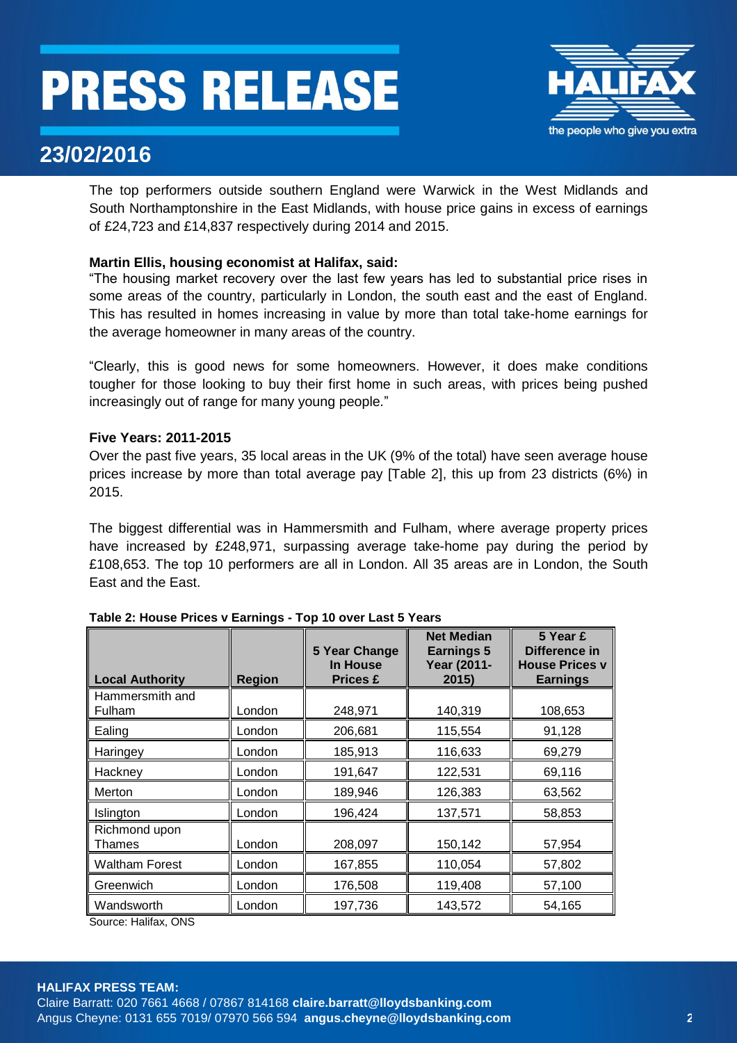The top performers outside southern England were Warwick in the West Midlands and South Northamptonshire in the East Midlands, with house price gains in excess of earnings of £24,723 and £14,837 respectively during 2014 and 2015.

**Martin Ellis, housing economist at Halifax, said:**

"The housing market recovery over the last few years has led to substantial price rises in some areas of the country, particularly in London, the south east and the east of England. This has resulted in homes increasing in value by more than total take-home earnings for the average homeowner in many areas of the country.

"Clearly, this is good news for some homeowners. However, it does make conditions tougher for those looking to buy their first home in such areas, with prices being pushed increasingly out of range for many young people."

**Five Years: 2011-2015**

Over the past five years, 35 local areas in the UK (9% of the total) have seen average house prices increase by more than total average pay [Table 2], this up from 23 districts (6%) in 2015.

The biggest differential was in Hammersmith and Fulham, where average property prices have increased by £248,971, surpassing average take-home pay during the period by £108,653. The top 10 performers are all in London. All 35 areas are in London, the South East and the East.

**Table 2: House Prices v Earnings - Top 10 over Last 5 Years**

| Local Authority | Region | 5 Year Change In House Prices £ | Net Median Earnings 5 Year (2011-2015) | 5 Year £ Difference in House Prices v Earnings |
|---|---|---|---|---|
| Hammersmith and Fulham | London | 248,971 | 140,319 | 108,653 |
| Ealing | London | 206,681 | 115,554 | 91,128 |
| Haringey | London | 185,913 | 116,633 | 69,279 |
| Hackney | London | 191,647 | 122,531 | 69,116 |
| Merton | London | 189,946 | 126,383 | 63,562 |
| Islington | London | 196,424 | 137,571 | 58,853 |
| Richmond upon Thames | London | 208,097 | 150,142 | 57,954 |
| Waltham Forest | London | 167,855 | 110,054 | 57,802 |
| Greenwich | London | 176,508 | 119,408 | 57,100 |
| Wandsworth | London | 197,736 | 143,572 | 54,165 |

Source: Halifax, ONS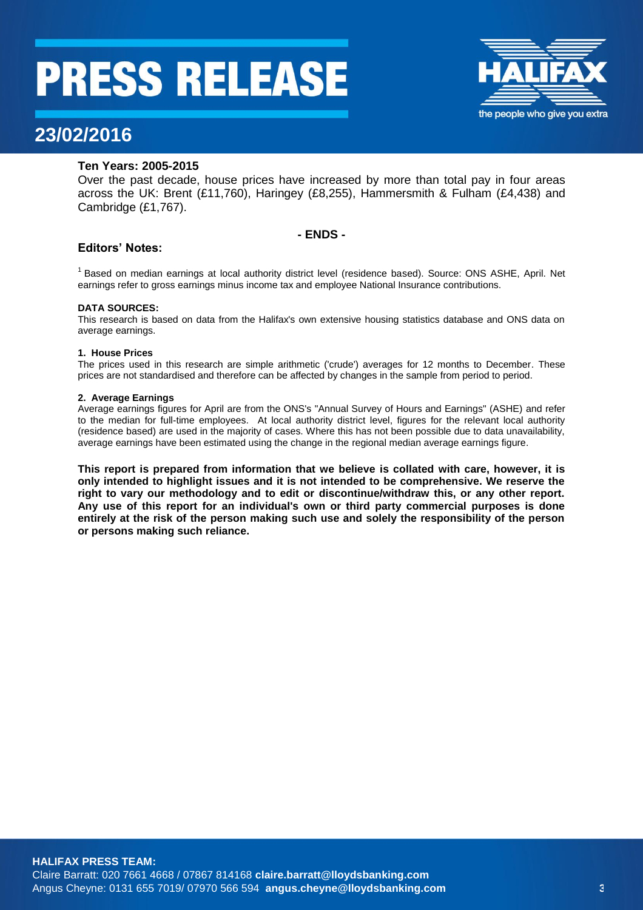**Ten Years: 2005-2015**

Over the past decade, house prices have increased by more than total pay in four areas across the UK: Brent (£11,760), Haringey (£8,255), Hammersmith & Fulham (£4,438) and Cambridge (£1,767).

**- ENDS -**

**Editors' Notes:**

[1] Based on median earnings at local authority district level (residence based). Source: ONS ASHE, April. Net earnings refer to gross earnings minus income tax and employee National Insurance contributions.

**DATA SOURCES:**

This research is based on data from the Halifax's own extensive housing statistics database and ONS data on average earnings.

**1. House Prices**

The prices used in this research are simple arithmetic ('crude') averages for 12 months to December. These prices are not standardised and therefore can be affected by changes in the sample from period to period.

**2. Average Earnings**

Average earnings figures for April are from the ONS's "Annual Survey of Hours and Earnings" (ASHE) and refer to the median for full-time employees. At local authority district level, figures for the relevant local authority (residence based) are used in the majority of cases. Where this has not been possible due to data unavailability, average earnings have been estimated using the change in the regional median average earnings figure.

**This report is prepared from information that we believe is collated with care, however, it is only intended to highlight issues and it is not intended to be comprehensive. We reserve the right to vary our methodology and to edit or discontinue/withdraw this, or any other report. Any use of this report for an individual's own or third party commercial purposes is done entirely at the risk of the person making such use and solely the responsibility of the person or persons making such reliance.**

**HALIFAX PRESS TEAM:**

Claire Barratt: 020 7661 4668 / 07867 814168 **claire.barratt@lloydsbanking.com**

Angus Cheyne: 0131 655 7019/ 07970 566 594 **angus.cheyne@lloydsbanking.com**